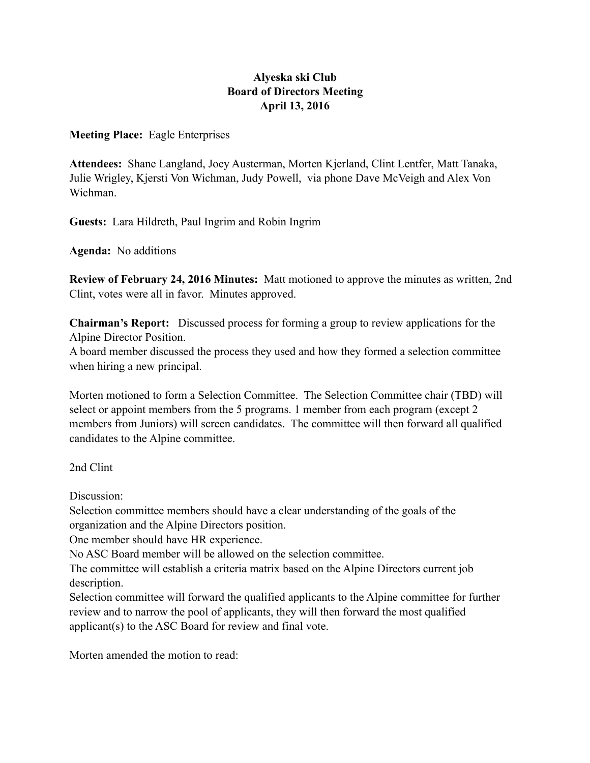**Alyeska ski Club**
**Board of Directors Meeting**
**April 13, 2016**

**Meeting Place:** Eagle Enterprises

**Attendees:** Shane Langland, Joey Austerman, Morten Kjerland, Clint Lentfer, Matt Tanaka, Julie Wrigley, Kjersti Von Wichman, Judy Powell, via phone Dave McVeigh and Alex Von Wichman.

**Guests:** Lara Hildreth, Paul Ingrim and Robin Ingrim

**Agenda:** No additions

**Review of February 24, 2016 Minutes:** Matt motioned to approve the minutes as written, 2nd Clint, votes were all in favor. Minutes approved.

**Chairman's Report:** Discussed process for forming a group to review applications for the Alpine Director Position.
A board member discussed the process they used and how they formed a selection committee when hiring a new principal.

Morten motioned to form a Selection Committee. The Selection Committee chair (TBD) will select or appoint members from the 5 programs. 1 member from each program (except 2 members from Juniors) will screen candidates. The committee will then forward all qualified candidates to the Alpine committee.

2nd Clint

Discussion:
Selection committee members should have a clear understanding of the goals of the organization and the Alpine Directors position.
One member should have HR experience.
No ASC Board member will be allowed on the selection committee.
The committee will establish a criteria matrix based on the Alpine Directors current job description.
Selection committee will forward the qualified applicants to the Alpine committee for further review and to narrow the pool of applicants, they will then forward the most qualified applicant(s) to the ASC Board for review and final vote.

Morten amended the motion to read: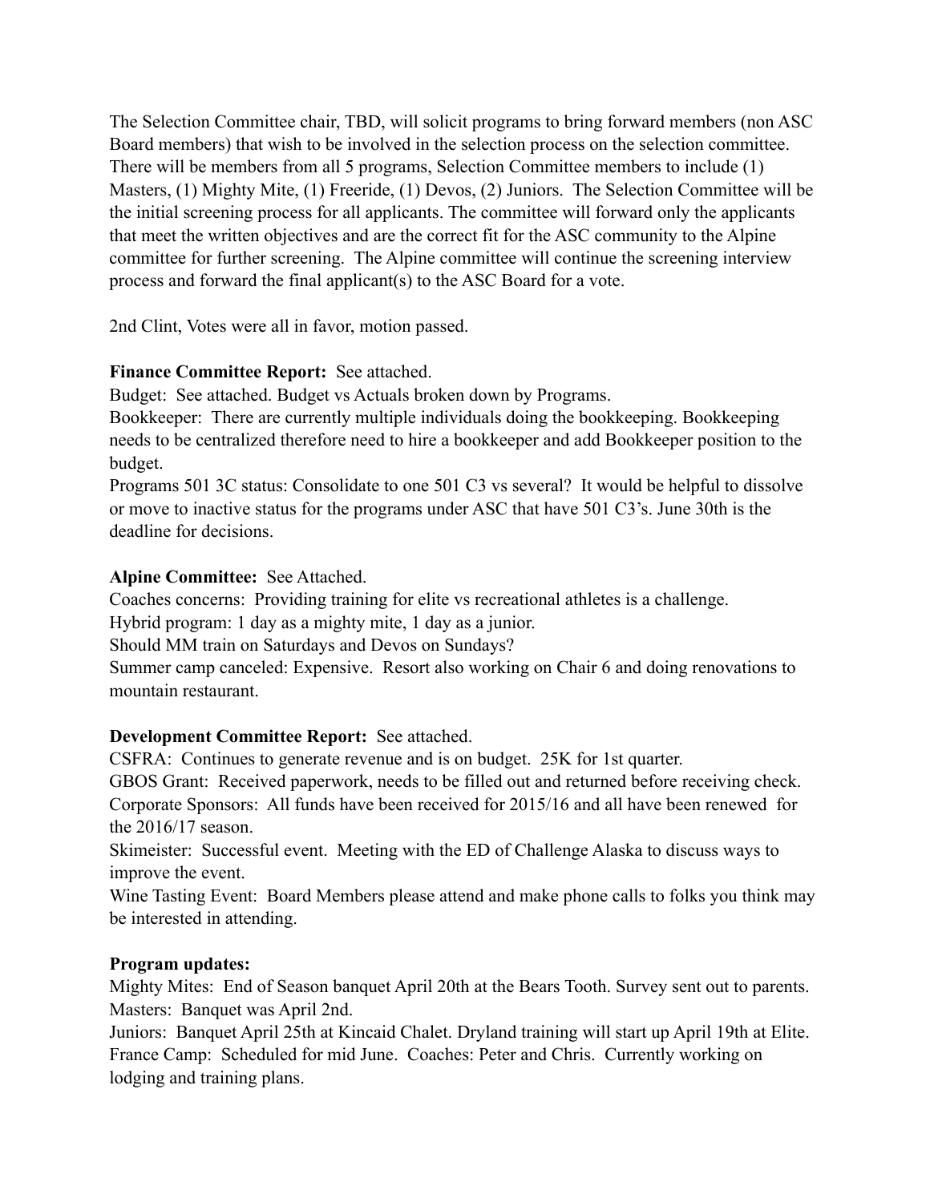The Selection Committee chair, TBD, will solicit programs to bring forward members (non ASC Board members) that wish to be involved in the selection process on the selection committee. There will be members from all 5 programs, Selection Committee members to include (1) Masters, (1) Mighty Mite, (1) Freeride, (1) Devos, (2) Juniors. The Selection Committee will be the initial screening process for all applicants. The committee will forward only the applicants that meet the written objectives and are the correct fit for the ASC community to the Alpine committee for further screening. The Alpine committee will continue the screening interview process and forward the final applicant(s) to the ASC Board for a vote.

2nd Clint, Votes were all in favor, motion passed.

**Finance Committee Report:** See attached.

Budget: See attached. Budget vs Actuals broken down by Programs.

Bookkeeper: There are currently multiple individuals doing the bookkeeping. Bookkeeping needs to be centralized therefore need to hire a bookkeeper and add Bookkeeper position to the budget.

Programs 501 3C status: Consolidate to one 501 C3 vs several? It would be helpful to dissolve or move to inactive status for the programs under ASC that have 501 C3's. June 30th is the deadline for decisions.

**Alpine Committee:** See Attached.

Coaches concerns: Providing training for elite vs recreational athletes is a challenge.

Hybrid program: 1 day as a mighty mite, 1 day as a junior.

Should MM train on Saturdays and Devos on Sundays?

Summer camp canceled: Expensive. Resort also working on Chair 6 and doing renovations to mountain restaurant.

**Development Committee Report:** See attached.

CSFRA: Continues to generate revenue and is on budget. 25K for 1st quarter.

GBOS Grant: Received paperwork, needs to be filled out and returned before receiving check.

Corporate Sponsors: All funds have been received for 2015/16 and all have been renewed for the 2016/17 season.

Skimeister: Successful event. Meeting with the ED of Challenge Alaska to discuss ways to improve the event.

Wine Tasting Event: Board Members please attend and make phone calls to folks you think may be interested in attending.

**Program updates:**

Mighty Mites: End of Season banquet April 20th at the Bears Tooth. Survey sent out to parents.

Masters: Banquet was April 2nd.

Juniors: Banquet April 25th at Kincaid Chalet. Dryland training will start up April 19th at Elite.

France Camp: Scheduled for mid June. Coaches: Peter and Chris. Currently working on lodging and training plans.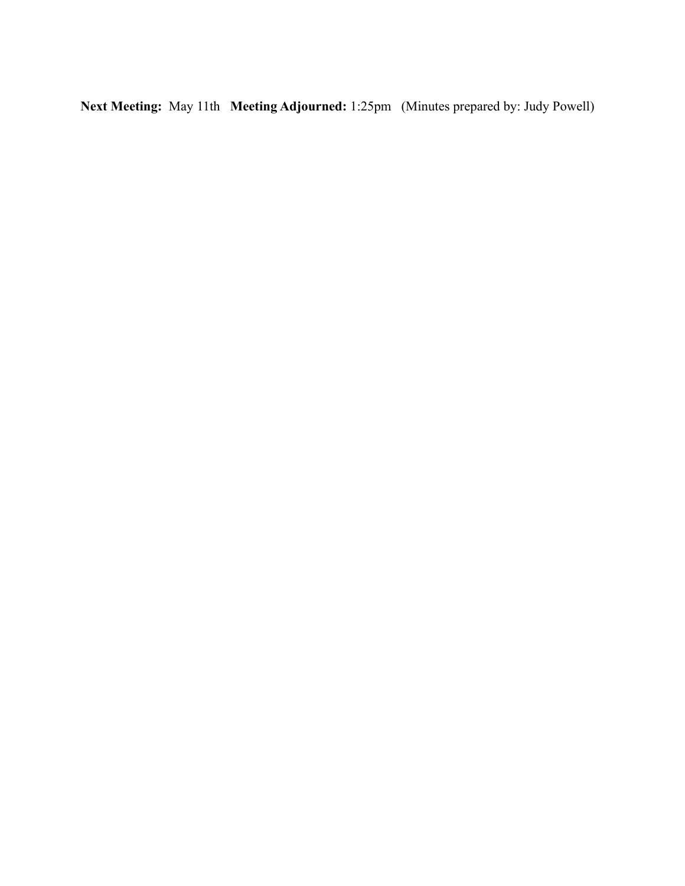**Next Meeting:** May 11th **Meeting Adjourned:** 1:25pm (Minutes prepared by: Judy Powell)